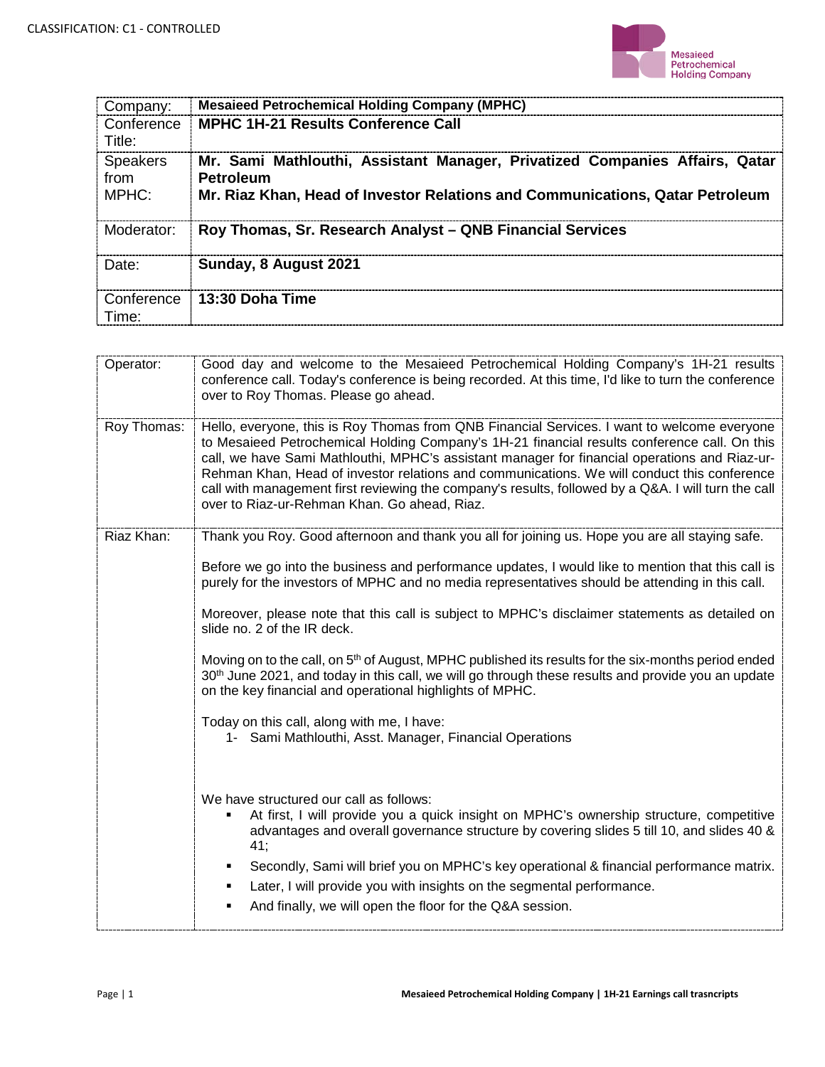CLASSIFICATION: C1 - CONTROLLED

| Company: | **Mesaieed Petrochemical Holding Company (MPHC)** |
|---|---|
| Conference Title: | **MPHC 1H-21 Results Conference Call** |
| Speakers from MPHC: | **Mr. Sami Mathlouthi, Assistant Manager, Privatized Companies Affairs, Qatar Petroleum**<br>**Mr. Riaz Khan, Head of Investor Relations and Communications, Qatar Petroleum** |
| Moderator: | **Roy Thomas, Sr. Research Analyst – QNB Financial Services** |
| Date: | **Sunday, 8 August 2021** |
| Conference Time: | **13:30 Doha Time** |

| | |
|---|---|
| Operator: | Good day and welcome to the Mesaieed Petrochemical Holding Company's 1H-21 results conference call. Today's conference is being recorded. At this time, I'd like to turn the conference over to Roy Thomas. Please go ahead. |
| Roy Thomas: | Hello, everyone, this is Roy Thomas from QNB Financial Services. I want to welcome everyone to Mesaieed Petrochemical Holding Company's 1H-21 financial results conference call. On this call, we have Sami Mathlouthi, MPHC's assistant manager for financial operations and Riaz-ur-Rehman Khan, Head of investor relations and communications. We will conduct this conference call with management first reviewing the company's results, followed by a Q&A. I will turn the call over to Riaz-ur-Rehman Khan. Go ahead, Riaz. |
| Riaz Khan: | Thank you Roy. Good afternoon and thank you all for joining us. Hope you are all staying safe.<br><br>Before we go into the business and performance updates, I would like to mention that this call is purely for the investors of MPHC and no media representatives should be attending in this call.<br><br>Moreover, please note that this call is subject to MPHC's disclaimer statements as detailed on slide no. 2 of the IR deck.<br><br>Moving on to the call, on 5th of August, MPHC published its results for the six-months period ended 30th June 2021, and today in this call, we will go through these results and provide you an update on the key financial and operational highlights of MPHC.<br><br>Today on this call, along with me, I have:<br>1- Sami Mathlouthi, Asst. Manager, Financial Operations<br><br>We have structured our call as follows:<br>▪ At first, I will provide you a quick insight on MPHC's ownership structure, competitive advantages and overall governance structure by covering slides 5 till 10, and slides 40 & 41;<br>▪ Secondly, Sami will brief you on MPHC's key operational & financial performance matrix.<br>▪ Later, I will provide you with insights on the segmental performance.<br>▪ And finally, we will open the floor for the Q&A session. |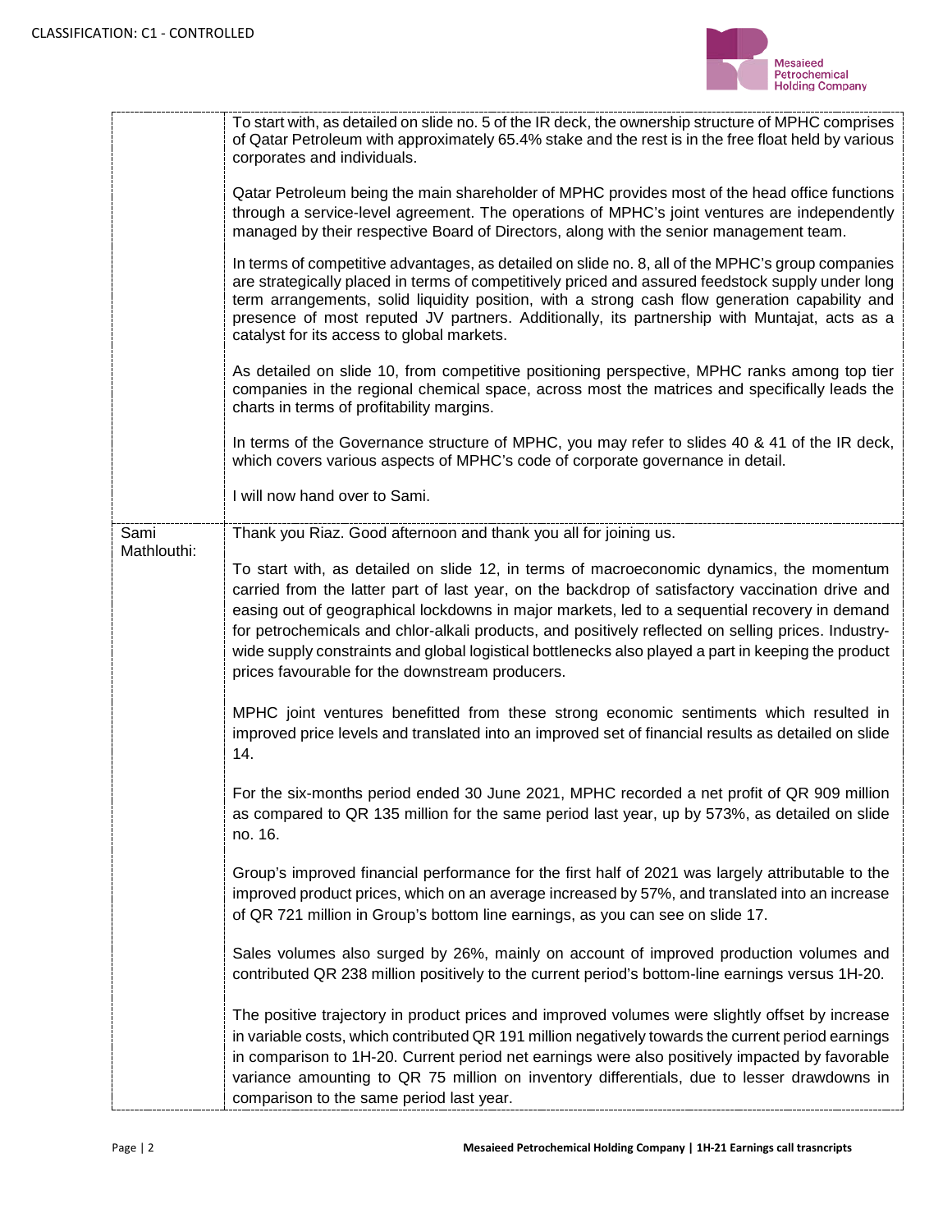CLASSIFICATION: C1 - CONTROLLED

| | |
|---|---|
| | To start with, as detailed on slide no. 5 of the IR deck, the ownership structure of MPHC comprises of Qatar Petroleum with approximately 65.4% stake and the rest is in the free float held by various corporates and individuals.<br><br>Qatar Petroleum being the main shareholder of MPHC provides most of the head office functions through a service-level agreement. The operations of MPHC's joint ventures are independently managed by their respective Board of Directors, along with the senior management team.<br><br>In terms of competitive advantages, as detailed on slide no. 8, all of the MPHC's group companies are strategically placed in terms of competitively priced and assured feedstock supply under long term arrangements, solid liquidity position, with a strong cash flow generation capability and presence of most reputed JV partners. Additionally, its partnership with Muntajat, acts as a catalyst for its access to global markets.<br><br>As detailed on slide 10, from competitive positioning perspective, MPHC ranks among top tier companies in the regional chemical space, across most the matrices and specifically leads the charts in terms of profitability margins.<br><br>In terms of the Governance structure of MPHC, you may refer to slides 40 & 41 of the IR deck, which covers various aspects of MPHC's code of corporate governance in detail.<br><br>I will now hand over to Sami. |
| Sami Mathlouthi: | Thank you Riaz. Good afternoon and thank you all for joining us.<br><br>To start with, as detailed on slide 12, in terms of macroeconomic dynamics, the momentum carried from the latter part of last year, on the backdrop of satisfactory vaccination drive and easing out of geographical lockdowns in major markets, led to a sequential recovery in demand for petrochemicals and chlor-alkali products, and positively reflected on selling prices. Industry-wide supply constraints and global logistical bottlenecks also played a part in keeping the product prices favourable for the downstream producers.<br><br>MPHC joint ventures benefitted from these strong economic sentiments which resulted in improved price levels and translated into an improved set of financial results as detailed on slide 14.<br><br>For the six-months period ended 30 June 2021, MPHC recorded a net profit of QR 909 million as compared to QR 135 million for the same period last year, up by 573%, as detailed on slide no. 16.<br><br>Group's improved financial performance for the first half of 2021 was largely attributable to the improved product prices, which on an average increased by 57%, and translated into an increase of QR 721 million in Group's bottom line earnings, as you can see on slide 17.<br><br>Sales volumes also surged by 26%, mainly on account of improved production volumes and contributed QR 238 million positively to the current period's bottom-line earnings versus 1H-20.<br><br>The positive trajectory in product prices and improved volumes were slightly offset by increase in variable costs, which contributed QR 191 million negatively towards the current period earnings in comparison to 1H-20. Current period net earnings were also positively impacted by favorable variance amounting to QR 75 million on inventory differentials, due to lesser drawdowns in comparison to the same period last year. |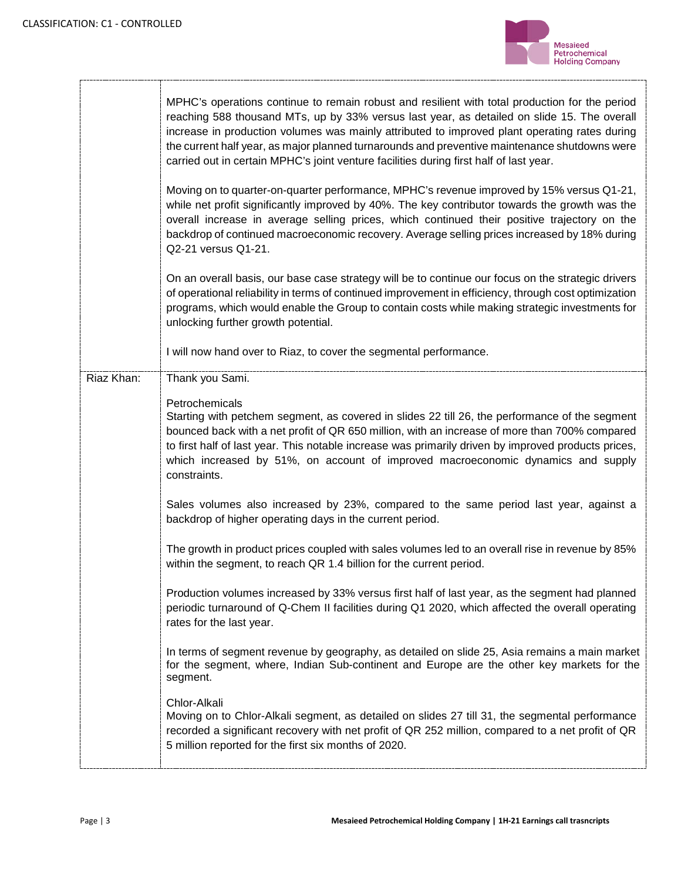| | |
|---|---|
| | MPHC's operations continue to remain robust and resilient with total production for the period reaching 588 thousand MTs, up by 33% versus last year, as detailed on slide 15. The overall increase in production volumes was mainly attributed to improved plant operating rates during the current half year, as major planned turnarounds and preventive maintenance shutdowns were carried out in certain MPHC's joint venture facilities during first half of last year.<br><br>Moving on to quarter-on-quarter performance, MPHC's revenue improved by 15% versus Q1-21, while net profit significantly improved by 40%. The key contributor towards the growth was the overall increase in average selling prices, which continued their positive trajectory on the backdrop of continued macroeconomic recovery. Average selling prices increased by 18% during Q2-21 versus Q1-21.<br><br>On an overall basis, our base case strategy will be to continue our focus on the strategic drivers of operational reliability in terms of continued improvement in efficiency, through cost optimization programs, which would enable the Group to contain costs while making strategic investments for unlocking further growth potential.<br><br>I will now hand over to Riaz, to cover the segmental performance. |
| Riaz Khan: | Thank you Sami.<br><br>Petrochemicals<br>Starting with petchem segment, as covered in slides 22 till 26, the performance of the segment bounced back with a net profit of QR 650 million, with an increase of more than 700% compared to first half of last year. This notable increase was primarily driven by improved products prices, which increased by 51%, on account of improved macroeconomic dynamics and supply constraints.<br><br>Sales volumes also increased by 23%, compared to the same period last year, against a backdrop of higher operating days in the current period.<br><br>The growth in product prices coupled with sales volumes led to an overall rise in revenue by 85% within the segment, to reach QR 1.4 billion for the current period.<br><br>Production volumes increased by 33% versus first half of last year, as the segment had planned periodic turnaround of Q-Chem II facilities during Q1 2020, which affected the overall operating rates for the last year.<br><br>In terms of segment revenue by geography, as detailed on slide 25, Asia remains a main market for the segment, where, Indian Sub-continent and Europe are the other key markets for the segment.<br><br>Chlor-Alkali<br>Moving on to Chlor-Alkali segment, as detailed on slides 27 till 31, the segmental performance recorded a significant recovery with net profit of QR 252 million, compared to a net profit of QR 5 million reported for the first six months of 2020. |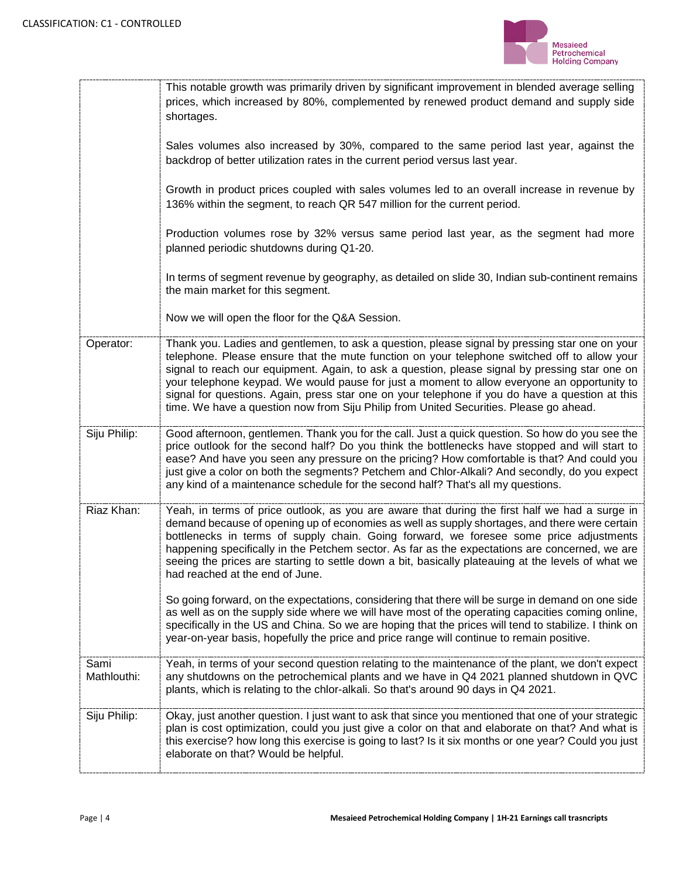| | |
|---|---|
| | This notable growth was primarily driven by significant improvement in blended average selling prices, which increased by 80%, complemented by renewed product demand and supply side shortages.<br><br>Sales volumes also increased by 30%, compared to the same period last year, against the backdrop of better utilization rates in the current period versus last year.<br><br>Growth in product prices coupled with sales volumes led to an overall increase in revenue by 136% within the segment, to reach QR 547 million for the current period.<br><br>Production volumes rose by 32% versus same period last year, as the segment had more planned periodic shutdowns during Q1-20.<br><br>In terms of segment revenue by geography, as detailed on slide 30, Indian sub-continent remains the main market for this segment.<br><br>Now we will open the floor for the Q&A Session. |
| Operator: | Thank you. Ladies and gentlemen, to ask a question, please signal by pressing star one on your telephone. Please ensure that the mute function on your telephone switched off to allow your signal to reach our equipment. Again, to ask a question, please signal by pressing star one on your telephone keypad. We would pause for just a moment to allow everyone an opportunity to signal for questions. Again, press star one on your telephone if you do have a question at this time. We have a question now from Siju Philip from United Securities. Please go ahead. |
| Siju Philip: | Good afternoon, gentlemen. Thank you for the call. Just a quick question. So how do you see the price outlook for the second half? Do you think the bottlenecks have stopped and will start to ease? And have you seen any pressure on the pricing? How comfortable is that? And could you just give a color on both the segments? Petchem and Chlor-Alkali? And secondly, do you expect any kind of a maintenance schedule for the second half? That's all my questions. |
| Riaz Khan: | Yeah, in terms of price outlook, as you are aware that during the first half we had a surge in demand because of opening up of economies as well as supply shortages, and there were certain bottlenecks in terms of supply chain. Going forward, we foresee some price adjustments happening specifically in the Petchem sector. As far as the expectations are concerned, we are seeing the prices are starting to settle down a bit, basically plateauing at the levels of what we had reached at the end of June.<br><br>So going forward, on the expectations, considering that there will be surge in demand on one side as well as on the supply side where we will have most of the operating capacities coming online, specifically in the US and China. So we are hoping that the prices will tend to stabilize. I think on year-on-year basis, hopefully the price and price range will continue to remain positive. |
| Sami Mathlouthi: | Yeah, in terms of your second question relating to the maintenance of the plant, we don't expect any shutdowns on the petrochemical plants and we have in Q4 2021 planned shutdown in QVC plants, which is relating to the chlor-alkali. So that's around 90 days in Q4 2021. |
| Siju Philip: | Okay, just another question. I just want to ask that since you mentioned that one of your strategic plan is cost optimization, could you just give a color on that and elaborate on that? And what is this exercise? how long this exercise is going to last? Is it six months or one year? Could you just elaborate on that? Would be helpful. |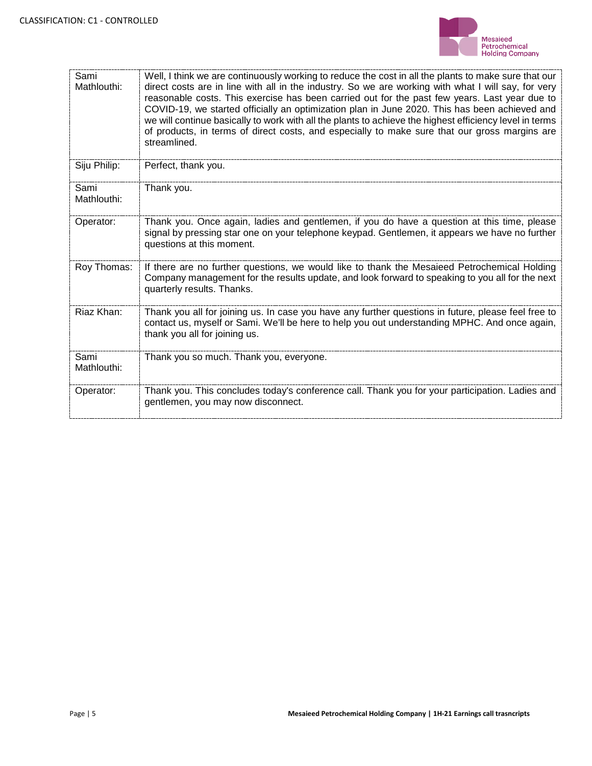| | |
|---|---|
| Sami Mathlouthi: | Well, I think we are continuously working to reduce the cost in all the plants to make sure that our direct costs are in line with all in the industry. So we are working with what I will say, for very reasonable costs. This exercise has been carried out for the past few years. Last year due to COVID-19, we started officially an optimization plan in June 2020. This has been achieved and we will continue basically to work with all the plants to achieve the highest efficiency level in terms of products, in terms of direct costs, and especially to make sure that our gross margins are streamlined. |
| Siju Philip: | Perfect, thank you. |
| Sami Mathlouthi: | Thank you. |
| Operator: | Thank you. Once again, ladies and gentlemen, if you do have a question at this time, please signal by pressing star one on your telephone keypad. Gentlemen, it appears we have no further questions at this moment. |
| Roy Thomas: | If there are no further questions, we would like to thank the Mesaieed Petrochemical Holding Company management for the results update, and look forward to speaking to you all for the next quarterly results. Thanks. |
| Riaz Khan: | Thank you all for joining us. In case you have any further questions in future, please feel free to contact us, myself or Sami. We'll be here to help you out understanding MPHC. And once again, thank you all for joining us. |
| Sami Mathlouthi: | Thank you so much. Thank you, everyone. |
| Operator: | Thank you. This concludes today's conference call. Thank you for your participation. Ladies and gentlemen, you may now disconnect. |